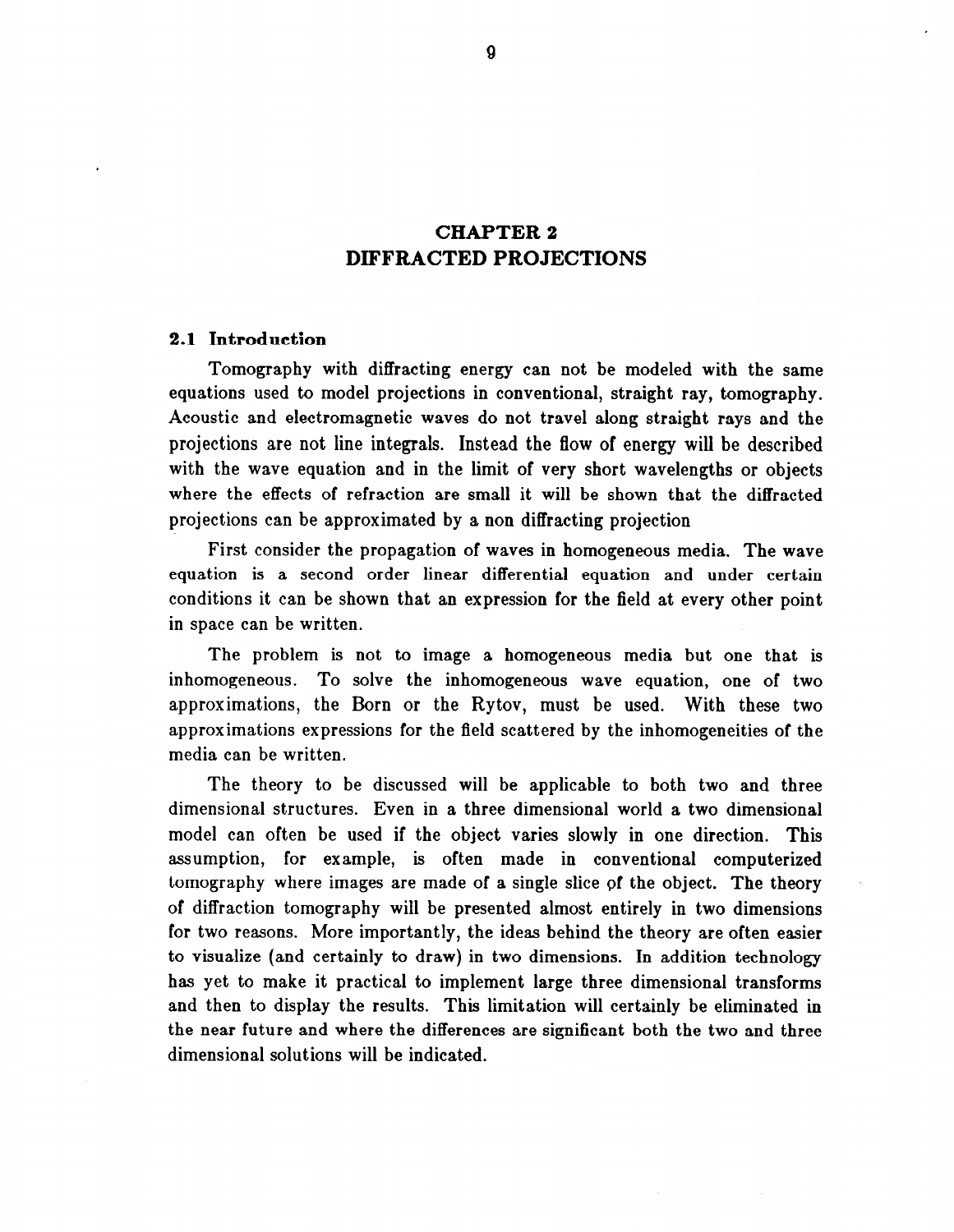# CHAPTER 2
# DIFFRACTED PROJECTIONS

## 2.1 Introduction

Tomography with diffracting energy can not be modeled with the same equations used to model projections in conventional, straight ray, tomography. Acoustic and electromagnetic waves do not travel along straight rays and the projections are not line integrals. Instead the flow of energy will be described with the wave equation and in the limit of very short wavelengths or objects where the effects of refraction are small it will be shown that the diffracted projections can be approximated by a non diffracting projection

First consider the propagation of waves in homogeneous media. The wave equation is a second order linear differential equation and under certain conditions it can be shown that an expression for the field at every other point in space can be written.

The problem is not to image a homogeneous media but one that is inhomogeneous. To solve the inhomogeneous wave equation, one of two approximations, the Born or the Rytov, must be used. With these two approximations expressions for the field scattered by the inhomogeneities of the media can be written.

The theory to be discussed will be applicable to both two and three dimensional structures. Even in a three dimensional world a two dimensional model can often be used if the object varies slowly in one direction. This assumption, for example, is often made in conventional computerized tomography where images are made of a single slice of the object. The theory of diffraction tomography will be presented almost entirely in two dimensions for two reasons. More importantly, the ideas behind the theory are often easier to visualize (and certainly to draw) in two dimensions. In addition technology has yet to make it practical to implement large three dimensional transforms and then to display the results. This limitation will certainly be eliminated in the near future and where the differences are significant both the two and three dimensional solutions will be indicated.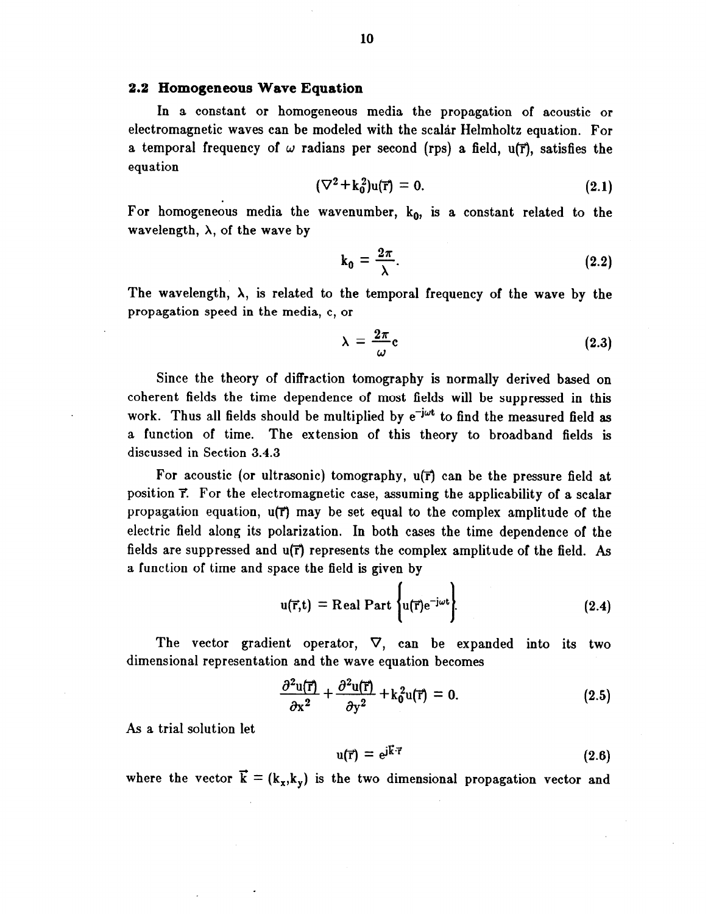## 2.2 Homogeneous Wave Equation

In a constant or homogeneous media the propagation of acoustic or electromagnetic waves can be modeled with the scalar Helmholtz equation. For a temporal frequency of $\omega$ radians per second (rps) a field, $u(\vec{r})$, satisfies the equation

$$(\nabla^2 + k_0^2)u(\vec{r}) = 0. \tag{2.1}$$

For homogeneous media the wavenumber, $k_0$, is a constant related to the wavelength, $\lambda$, of the wave by

$$k_0 = \frac{2\pi}{\lambda}. \tag{2.2}$$

The wavelength, $\lambda$, is related to the temporal frequency of the wave by the propagation speed in the media, c, or

$$\lambda = \frac{2\pi}{\omega}c \tag{2.3}$$

Since the theory of diffraction tomography is normally derived based on coherent fields the time dependence of most fields will be suppressed in this work. Thus all fields should be multiplied by $e^{-j\omega t}$ to find the measured field as a function of time. The extension of this theory to broadband fields is discussed in Section 3.4.3

For acoustic (or ultrasonic) tomography, $u(\vec{r})$ can be the pressure field at position $\vec{r}$. For the electromagnetic case, assuming the applicability of a scalar propagation equation, $u(\vec{r})$ may be set equal to the complex amplitude of the electric field along its polarization. In both cases the time dependence of the fields are suppressed and $u(\vec{r})$ represents the complex amplitude of the field. As a function of time and space the field is given by

$$u(\vec{r},t) = \text{Real Part}\left\{u(\vec{r})e^{-j\omega t}\right\}. \tag{2.4}$$

The vector gradient operator, $\nabla$, can be expanded into its two dimensional representation and the wave equation becomes

$$\frac{\partial^2 u(\vec{r})}{\partial x^2} + \frac{\partial^2 u(\vec{r})}{\partial y^2} + k_0^2 u(\vec{r}) = 0. \tag{2.5}$$

As a trial solution let

$$u(\vec{r}) = e^{j\vec{k}\cdot\vec{r}} \tag{2.6}$$

where the vector $\vec{k} = (k_x, k_y)$ is the two dimensional propagation vector and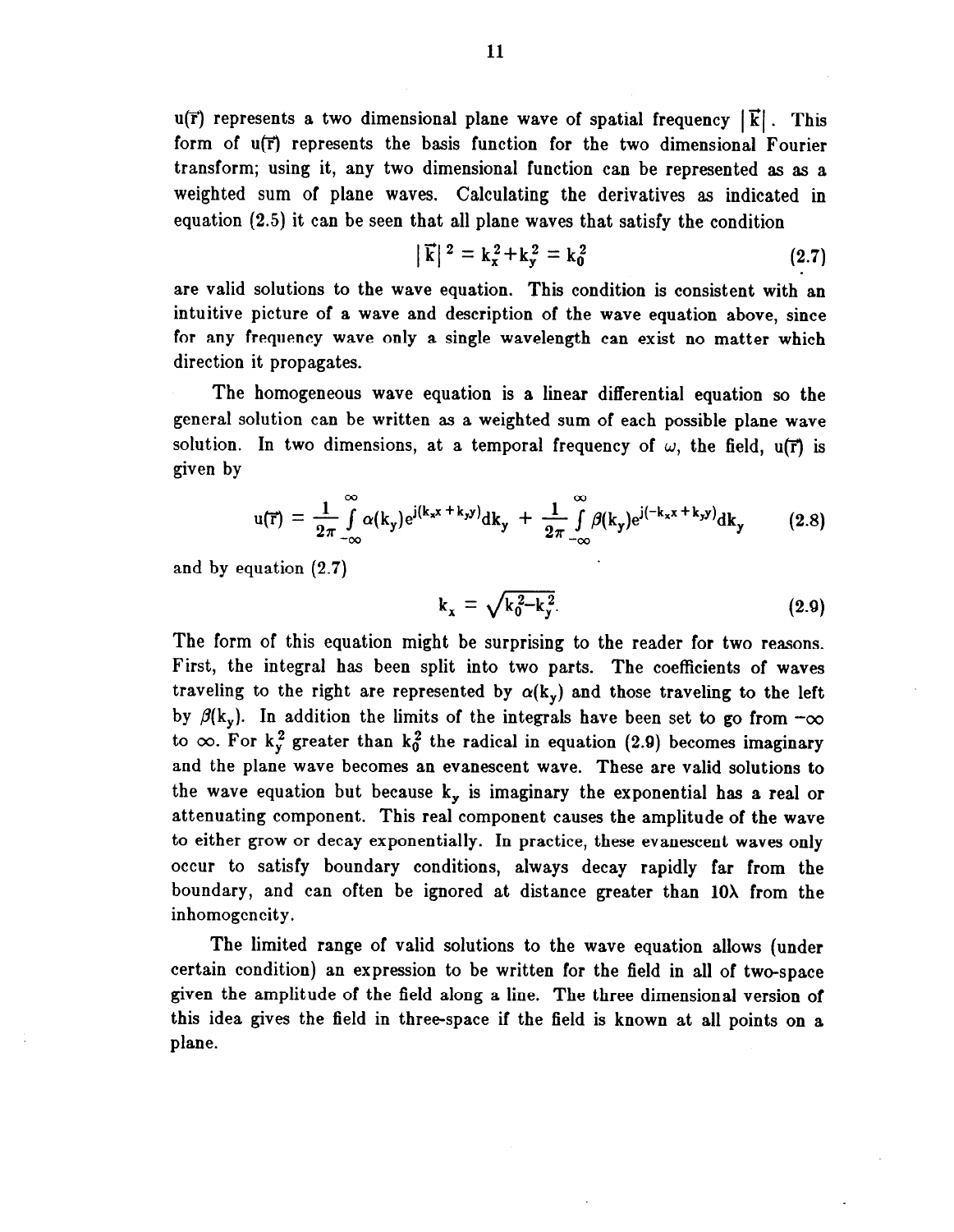$u(\vec{r})$ represents a two dimensional plane wave of spatial frequency $|\vec{k}|$. This form of $u(\vec{r})$ represents the basis function for the two dimensional Fourier transform; using it, any two dimensional function can be represented as as a weighted sum of plane waves. Calculating the derivatives as indicated in equation (2.5) it can be seen that all plane waves that satisfy the condition

$$|\vec{k}|^2 = k_x^2 + k_y^2 = k_0^2 \tag{2.7}$$

are valid solutions to the wave equation. This condition is consistent with an intuitive picture of a wave and description of the wave equation above, since for any frequency wave only a single wavelength can exist no matter which direction it propagates.

The homogeneous wave equation is a linear differential equation so the general solution can be written as a weighted sum of each possible plane wave solution. In two dimensions, at a temporal frequency of $\omega$, the field, $u(\vec{r})$ is given by

$$u(\vec{r}) = \frac{1}{2\pi}\int_{-\infty}^{\infty} \alpha(k_y) e^{j(k_x x + k_y y)} dk_y + \frac{1}{2\pi}\int_{-\infty}^{\infty} \beta(k_y) e^{j(-k_x x + k_y y)} dk_y \tag{2.8}$$

and by equation (2.7)

$$k_x = \sqrt{k_0^2 - k_y^2}. \tag{2.9}$$

The form of this equation might be surprising to the reader for two reasons. First, the integral has been split into two parts. The coefficients of waves traveling to the right are represented by $\alpha(k_y)$ and those traveling to the left by $\beta(k_y)$. In addition the limits of the integrals have been set to go from $-\infty$ to $\infty$. For $k_y^2$ greater than $k_0^2$ the radical in equation (2.9) becomes imaginary and the plane wave becomes an evanescent wave. These are valid solutions to the wave equation but because $k_x$ is imaginary the exponential has a real or attenuating component. This real component causes the amplitude of the wave to either grow or decay exponentially. In practice, these evanescent waves only occur to satisfy boundary conditions, always decay rapidly far from the boundary, and can often be ignored at distance greater than $10\lambda$ from the inhomogeneity.

The limited range of valid solutions to the wave equation allows (under certain condition) an expression to be written for the field in all of two-space given the amplitude of the field along a line. The three dimensional version of this idea gives the field in three-space if the field is known at all points on a plane.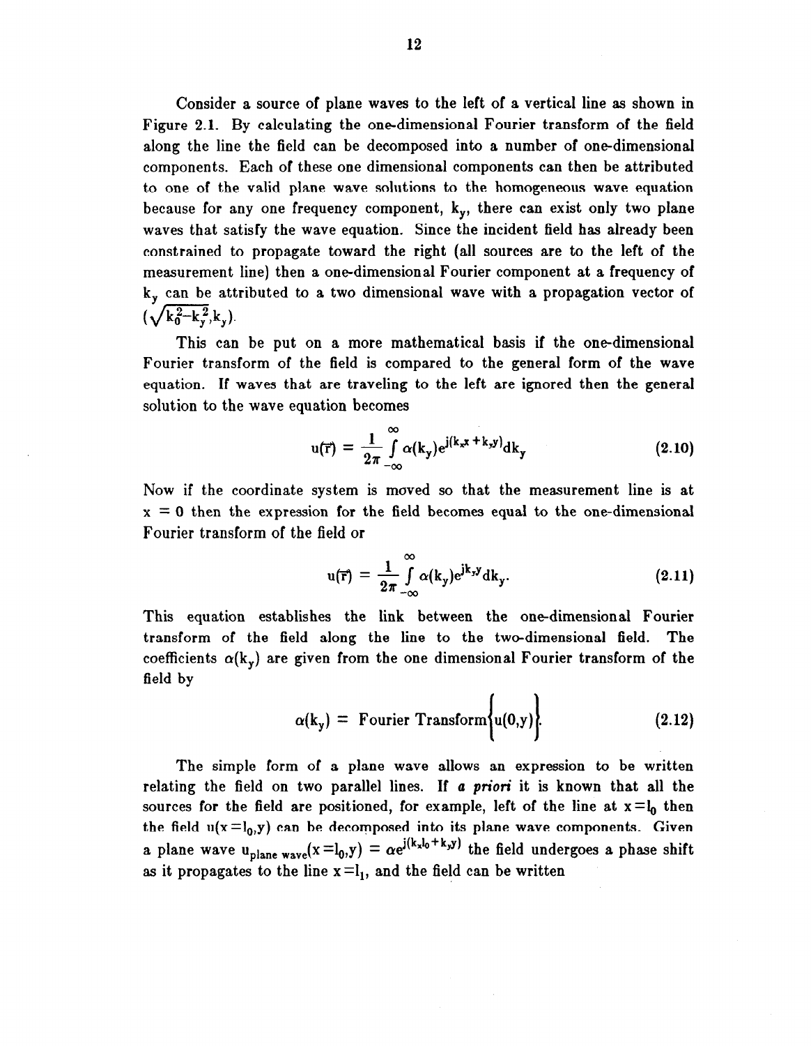Consider a source of plane waves to the left of a vertical line as shown in Figure 2.1. By calculating the one-dimensional Fourier transform of the field along the line the field can be decomposed into a number of one-dimensional components. Each of these one dimensional components can then be attributed to one of the valid plane wave solutions to the homogeneous wave equation because for any one frequency component, $k_y$, there can exist only two plane waves that satisfy the wave equation. Since the incident field has already been constrained to propagate toward the right (all sources are to the left of the measurement line) then a one-dimensional Fourier component at a frequency of $k_y$ can be attributed to a two dimensional wave with a propagation vector of $(\sqrt{k_0^2-k_y^2}, k_y)$.

This can be put on a more mathematical basis if the one-dimensional Fourier transform of the field is compared to the general form of the wave equation. If waves that are traveling to the left are ignored then the general solution to the wave equation becomes

$$u(\vec{r}) = \frac{1}{2\pi}\int_{-\infty}^{\infty} \alpha(k_y) e^{j(k_x x + k_y y)} dk_y \tag{2.10}$$

Now if the coordinate system is moved so that the measurement line is at $x = 0$ then the expression for the field becomes equal to the one-dimensional Fourier transform of the field or

$$u(\vec{r}) = \frac{1}{2\pi}\int_{-\infty}^{\infty} \alpha(k_y) e^{jk_y y} dk_y. \tag{2.11}$$

This equation establishes the link between the one-dimensional Fourier transform of the field along the line to the two-dimensional field. The coefficients $\alpha(k_y)$ are given from the one dimensional Fourier transform of the field by

$$\alpha(k_y) = \text{Fourier Transform}\left\{u(0,y)\right\}. \tag{2.12}$$

The simple form of a plane wave allows an expression to be written relating the field on two parallel lines. If *a priori* it is known that all the sources for the field are positioned, for example, left of the line at $x = l_0$ then the field $u(x = l_0, y)$ can be decomposed into its plane wave components. Given a plane wave $u_{\text{plane wave}}(x = l_0, y) = \alpha e^{j(k_x l_0 + k_y y)}$ the field undergoes a phase shift as it propagates to the line $x = l_1$, and the field can be written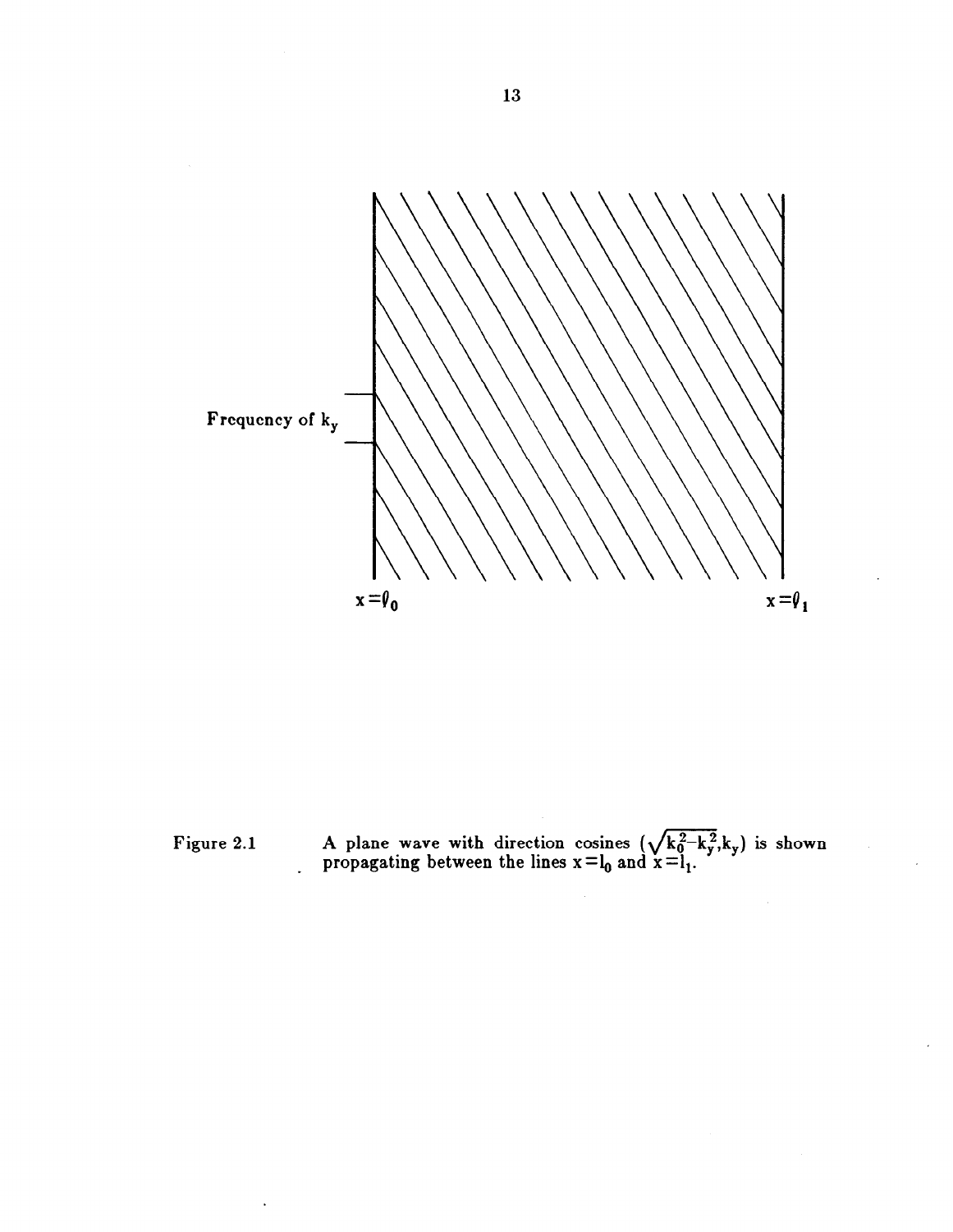Frequency of $k_y$

$x = \ell_0$ $x = \ell_1$

Figure 2.1 A plane wave with direction cosines $(\sqrt{k_0^2 - k_y^2}, k_y)$ is shown propagating between the lines $x = l_0$ and $x = l_1$.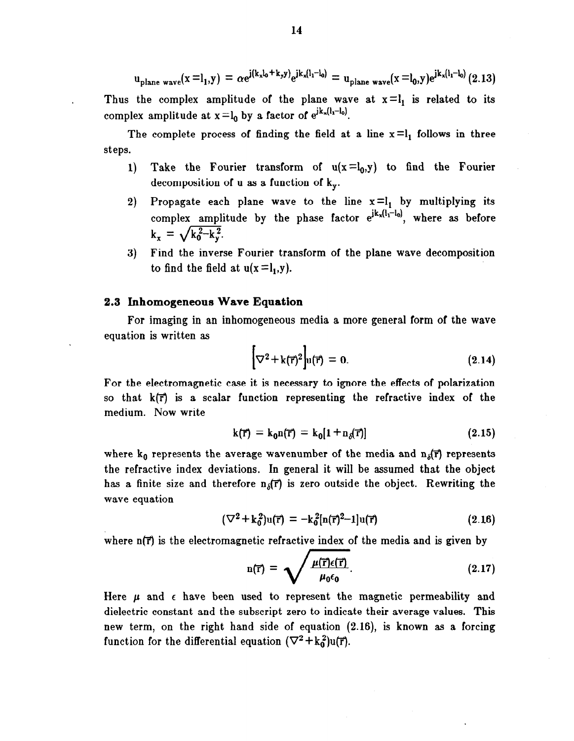$$u_{\text{plane wave}}(x=l_1,y) = \alpha e^{j(k_x l_0 + k_y y)} e^{jk_x(l_1-l_0)} = u_{\text{plane wave}}(x=l_0,y)e^{jk_x(l_1-l_0)} \quad (2.13)$$

Thus the complex amplitude of the plane wave at $x=l_1$ is related to its complex amplitude at $x=l_0$ by a factor of $e^{jk_x(l_1-l_0)}$.

The complete process of finding the field at a line $x=l_1$ follows in three steps.

1) Take the Fourier transform of $u(x=l_0,y)$ to find the Fourier decomposition of u as a function of $k_y$.
2) Propagate each plane wave to the line $x=l_1$ by multiplying its complex amplitude by the phase factor $e^{jk_x(l_1-l_0)}$, where as before $k_x = \sqrt{k_0^2-k_y^2}$.
3) Find the inverse Fourier transform of the plane wave decomposition to find the field at $u(x=l_1,y)$.

## 2.3 Inhomogeneous Wave Equation

For imaging in an inhomogeneous media a more general form of the wave equation is written as

$$\left[\nabla^2 + k(\vec{r})^2\right]u(\vec{r}) = 0. \quad (2.14)$$

For the electromagnetic case it is necessary to ignore the effects of polarization so that $k(\vec{r})$ is a scalar function representing the refractive index of the medium. Now write

$$k(\vec{r}) = k_0 n(\vec{r}) = k_0[1+n_\delta(\vec{r})] \quad (2.15)$$

where $k_0$ represents the average wavenumber of the media and $n_\delta(\vec{r})$ represents the refractive index deviations. In general it will be assumed that the object has a finite size and therefore $n_\delta(\vec{r})$ is zero outside the object. Rewriting the wave equation

$$(\nabla^2+k_0^2)u(\vec{r}) = -k_0^2[n(\vec{r})^2-1]u(\vec{r}) \quad (2.16)$$

where $n(\vec{r})$ is the electromagnetic refractive index of the media and is given by

$$n(\vec{r}) = \sqrt{\frac{\mu(\vec{r})\epsilon(\vec{r})}{\mu_0\epsilon_0}}. \quad (2.17)$$

Here $\mu$ and $\epsilon$ have been used to represent the magnetic permeability and dielectric constant and the subscript zero to indicate their average values. This new term, on the right hand side of equation (2.16), is known as a forcing function for the differential equation $(\nabla^2+k_0^2)u(\vec{r})$.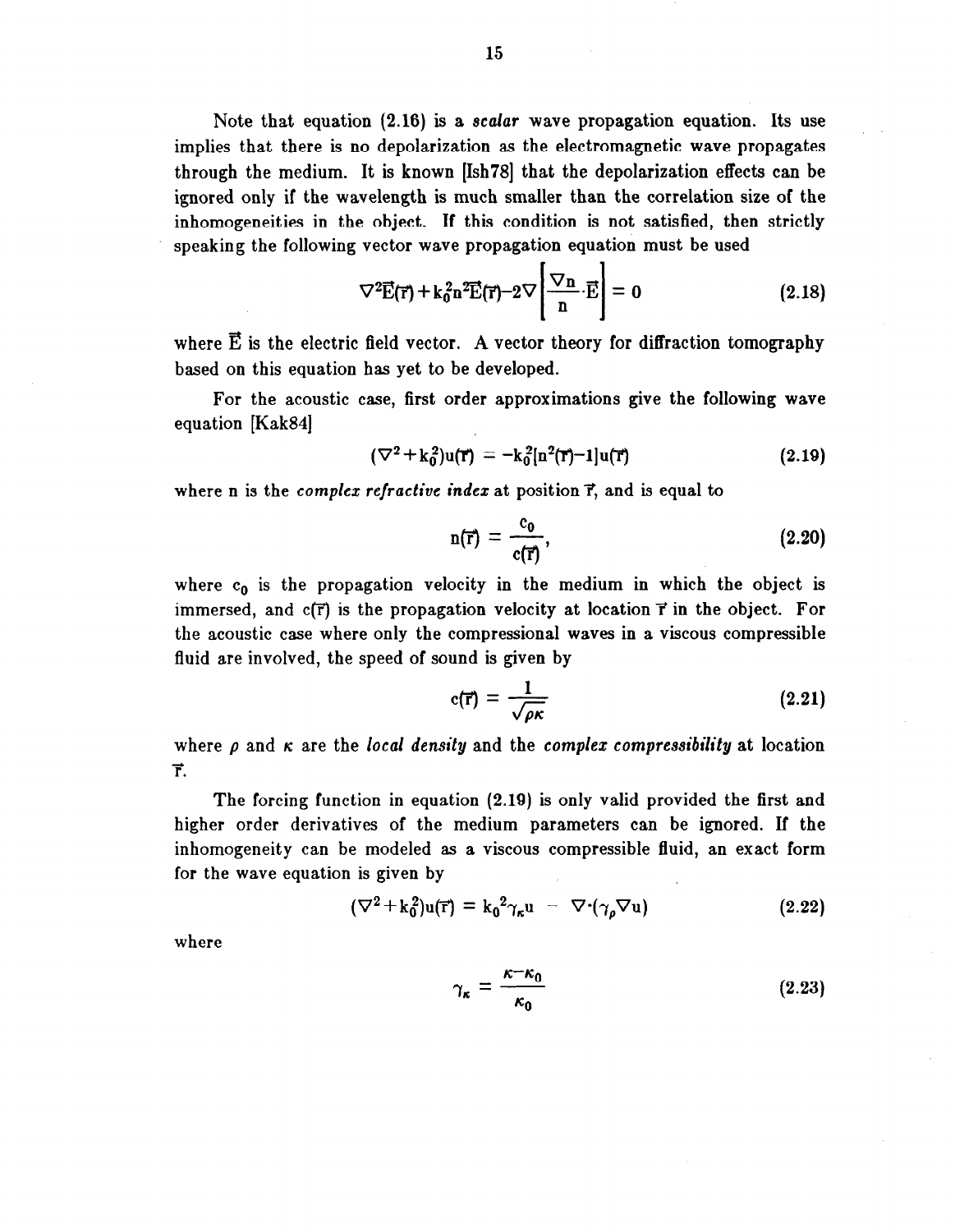Note that equation (2.16) is a *scalar* wave propagation equation. Its use implies that there is no depolarization as the electromagnetic wave propagates through the medium. It is known [Ish78] that the depolarization effects can be ignored only if the wavelength is much smaller than the correlation size of the inhomogeneities in the object. If this condition is not satisfied, then strictly speaking the following vector wave propagation equation must be used

$$\nabla^2\vec{E}(\vec{r}) + k_0^2 n^2 \vec{E}(\vec{r}) - 2\nabla\left[\frac{\nabla n}{n}\cdot\vec{E}\right] = 0 \tag{2.18}$$

where $\vec{E}$ is the electric field vector. A vector theory for diffraction tomography based on this equation has yet to be developed.

For the acoustic case, first order approximations give the following wave equation [Kak84]

$$(\nabla^2 + k_0^2)u(\vec{r}) = -k_0^2[n^2(\vec{r}) - 1]u(\vec{r}) \tag{2.19}$$

where n is the *complex refractive index* at position $\vec{r}$, and is equal to

$$n(\vec{r}) = \frac{c_0}{c(\vec{r})}, \tag{2.20}$$

where $c_0$ is the propagation velocity in the medium in which the object is immersed, and $c(\vec{r})$ is the propagation velocity at location $\vec{r}$ in the object. For the acoustic case where only the compressional waves in a viscous compressible fluid are involved, the speed of sound is given by

$$c(\vec{r}) = \frac{1}{\sqrt{\rho\kappa}} \tag{2.21}$$

where $\rho$ and $\kappa$ are the *local density* and the *complex compressibility* at location $\vec{r}$.

The forcing function in equation (2.19) is only valid provided the first and higher order derivatives of the medium parameters can be ignored. If the inhomogeneity can be modeled as a viscous compressible fluid, an exact form for the wave equation is given by

$$(\nabla^2 + k_0^2)u(\vec{r}) = k_0^2\gamma_\kappa u - \nabla\cdot(\gamma_\rho \nabla u) \tag{2.22}$$

where

$$\gamma_\kappa = \frac{\kappa - \kappa_0}{\kappa_0} \tag{2.23}$$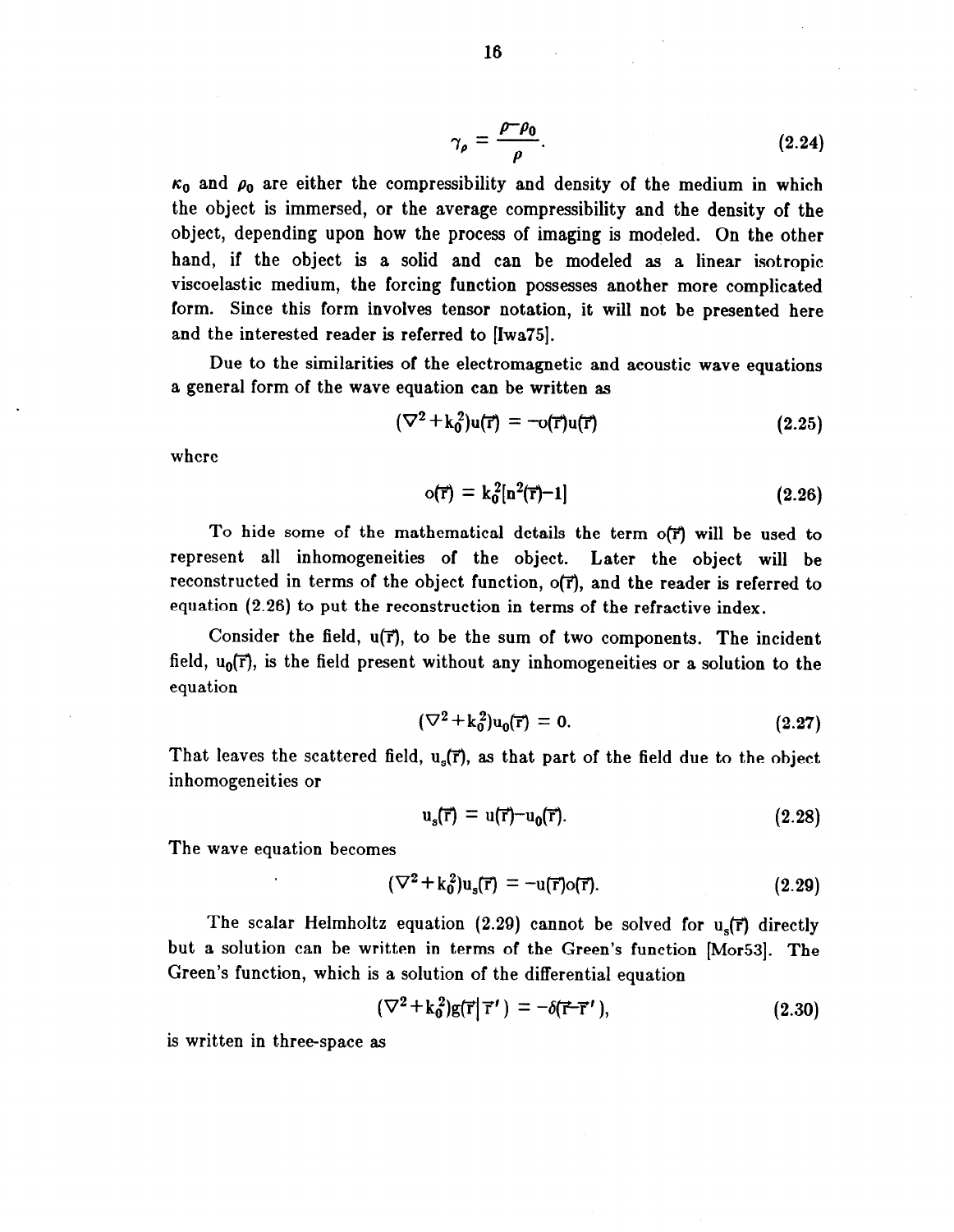$$\gamma_\rho = \frac{\rho - \rho_0}{\rho}. \tag{2.24}$$

$\kappa_0$ and $\rho_0$ are either the compressibility and density of the medium in which the object is immersed, or the average compressibility and the density of the object, depending upon how the process of imaging is modeled. On the other hand, if the object is a solid and can be modeled as a linear isotropic viscoelastic medium, the forcing function possesses another more complicated form. Since this form involves tensor notation, it will not be presented here and the interested reader is referred to [Iwa75].

Due to the similarities of the electromagnetic and acoustic wave equations a general form of the wave equation can be written as

$$(\nabla^2 + k_0^2)u(\vec{r}) = -o(\vec{r})u(\vec{r}) \tag{2.25}$$

where

$$o(\vec{r}) = k_0^2[n^2(\vec{r}) - 1] \tag{2.26}$$

To hide some of the mathematical details the term $o(\vec{r})$ will be used to represent all inhomogeneities of the object. Later the object will be reconstructed in terms of the object function, $o(\vec{r})$, and the reader is referred to equation (2.26) to put the reconstruction in terms of the refractive index.

Consider the field, $u(\vec{r})$, to be the sum of two components. The incident field, $u_0(\vec{r})$, is the field present without any inhomogeneities or a solution to the equation

$$(\nabla^2 + k_0^2)u_0(\vec{r}) = 0. \tag{2.27}$$

That leaves the scattered field, $u_s(\vec{r})$, as that part of the field due to the object inhomogeneities or

$$u_s(\vec{r}) = u(\vec{r}) - u_0(\vec{r}). \tag{2.28}$$

The wave equation becomes

$$(\nabla^2 + k_0^2)u_s(\vec{r}) = -u(\vec{r})o(\vec{r}). \tag{2.29}$$

The scalar Helmholtz equation (2.29) cannot be solved for $u_s(\vec{r})$ directly but a solution can be written in terms of the Green's function [Mor53]. The Green's function, which is a solution of the differential equation

$$(\nabla^2 + k_0^2)g(\vec{r}|\vec{r}\,') = -\delta(\vec{r} - \vec{r}\,'), \tag{2.30}$$

is written in three-space as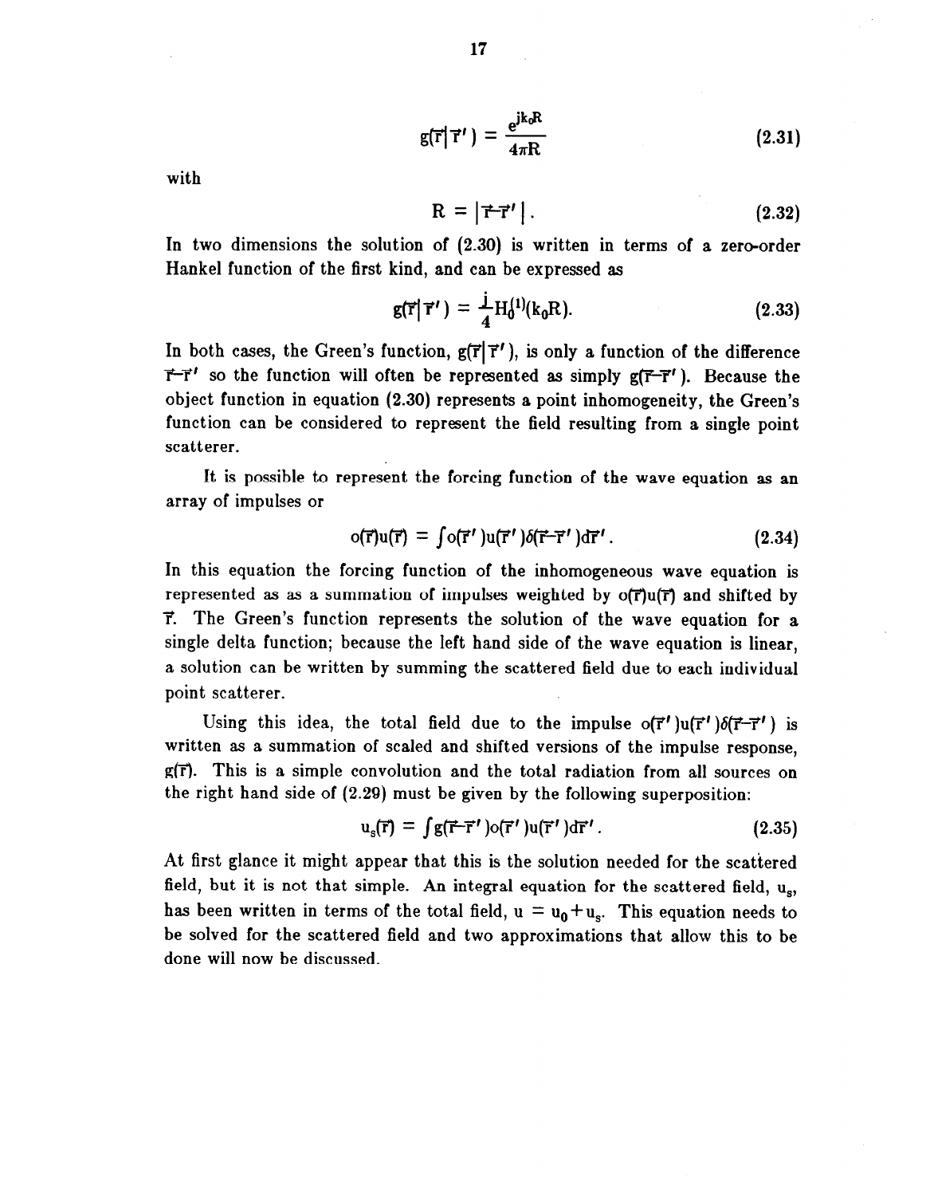$$g(\vec{r}|\vec{r}') = \frac{e^{jk_oR}}{4\pi R} \tag{2.31}$$

with

$$R = |\vec{r}-\vec{r}'|. \tag{2.32}$$

In two dimensions the solution of (2.30) is written in terms of a zero-order Hankel function of the first kind, and can be expressed as

$$g(\vec{r}|\vec{r}') = \frac{j}{4}H_0^{(1)}(k_oR). \tag{2.33}$$

In both cases, the Green's function, $g(\vec{r}|\vec{r}')$, is only a function of the difference $\vec{r}-\vec{r}'$ so the function will often be represented as simply $g(\vec{r}-\vec{r}')$. Because the object function in equation (2.30) represents a point inhomogeneity, the Green's function can be considered to represent the field resulting from a single point scatterer.

It is possible to represent the forcing function of the wave equation as an array of impulses or

$$o(\vec{r})u(\vec{r}) = \int o(\vec{r}')u(\vec{r}')\delta(\vec{r}-\vec{r}')d\vec{r}'. \tag{2.34}$$

In this equation the forcing function of the inhomogeneous wave equation is represented as as a summation of impulses weighted by $o(\vec{r})u(\vec{r})$ and shifted by $\vec{r}$. The Green's function represents the solution of the wave equation for a single delta function; because the left hand side of the wave equation is linear, a solution can be written by summing the scattered field due to each individual point scatterer.

Using this idea, the total field due to the impulse $o(\vec{r}')u(\vec{r}')\delta(\vec{r}-\vec{r}')$ is written as a summation of scaled and shifted versions of the impulse response, $g(\vec{r})$. This is a simple convolution and the total radiation from all sources on the right hand side of (2.29) must be given by the following superposition:

$$u_s(\vec{r}) = \int g(\vec{r}-\vec{r}')o(\vec{r}')u(\vec{r}')d\vec{r}'. \tag{2.35}$$

At first glance it might appear that this is the solution needed for the scattered field, but it is not that simple. An integral equation for the scattered field, $u_s$, has been written in terms of the total field, $u = u_0+u_s$. This equation needs to be solved for the scattered field and two approximations that allow this to be done will now be discussed.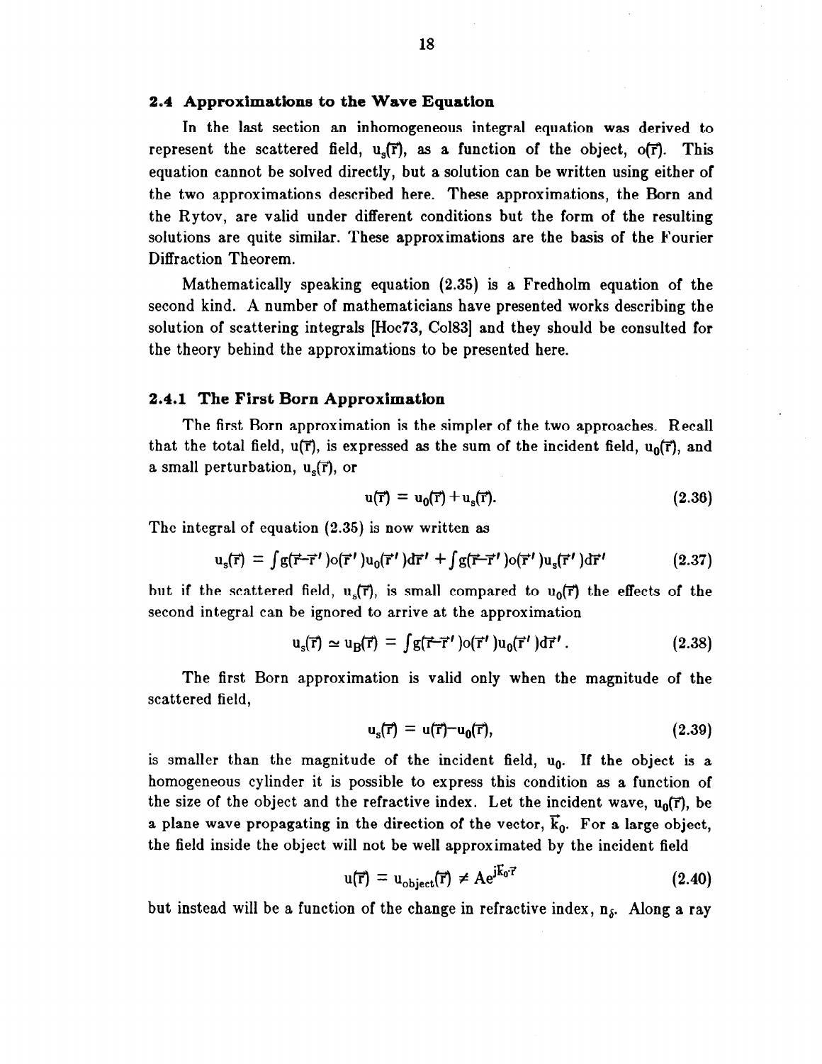## 2.4 Approximations to the Wave Equation

In the last section an inhomogeneous integral equation was derived to represent the scattered field, $u_s(\vec{r})$, as a function of the object, $o(\vec{r})$. This equation cannot be solved directly, but a solution can be written using either of the two approximations described here. These approximations, the Born and the Rytov, are valid under different conditions but the form of the resulting solutions are quite similar. These approximations are the basis of the Fourier Diffraction Theorem.

Mathematically speaking equation (2.35) is a Fredholm equation of the second kind. A number of mathematicians have presented works describing the solution of scattering integrals [Hoc73, Col83] and they should be consulted for the theory behind the approximations to be presented here.

### 2.4.1 The First Born Approximation

The first Born approximation is the simpler of the two approaches. Recall that the total field, $u(\vec{r})$, is expressed as the sum of the incident field, $u_0(\vec{r})$, and a small perturbation, $u_s(\vec{r})$, or

$$u(\vec{r}) = u_0(\vec{r}) + u_s(\vec{r}). \tag{2.36}$$

The integral of equation (2.35) is now written as

$$u_s(\vec{r}) = \int g(\vec{r}-\vec{r}\,')o(\vec{r}\,')u_0(\vec{r}\,')d\vec{r}\,' + \int g(\vec{r}-\vec{r}\,')o(\vec{r}\,')u_s(\vec{r}\,')d\vec{r}\,' \tag{2.37}$$

but if the scattered field, $u_s(\vec{r})$, is small compared to $u_0(\vec{r})$ the effects of the second integral can be ignored to arrive at the approximation

$$u_s(\vec{r}) \simeq u_B(\vec{r}) = \int g(\vec{r}-\vec{r}\,')o(\vec{r}\,')u_0(\vec{r}\,')d\vec{r}\,'. \tag{2.38}$$

The first Born approximation is valid only when the magnitude of the scattered field,

$$u_s(\vec{r}) = u(\vec{r}) - u_0(\vec{r}), \tag{2.39}$$

is smaller than the magnitude of the incident field, $u_0$. If the object is a homogeneous cylinder it is possible to express this condition as a function of the size of the object and the refractive index. Let the incident wave, $u_0(\vec{r})$, be a plane wave propagating in the direction of the vector, $\vec{k}_0$. For a large object, the field inside the object will not be well approximated by the incident field

$$u(\vec{r}) = u_{object}(\vec{r}) \neq Ae^{j\vec{k}_0 \cdot \vec{r}} \tag{2.40}$$

but instead will be a function of the change in refractive index, $n_\delta$. Along a ray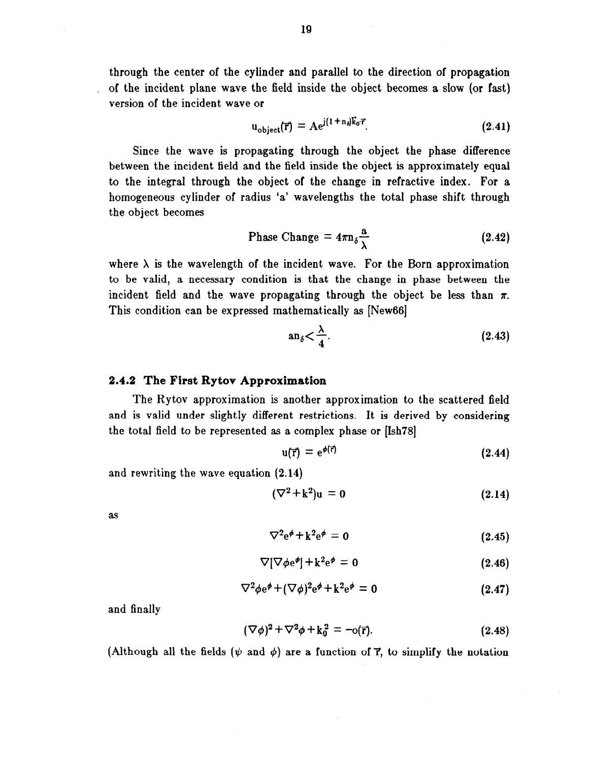through the center of the cylinder and parallel to the direction of propagation of the incident plane wave the field inside the object becomes a slow (or fast) version of the incident wave or

$$u_{object}(\vec{r}) = Ae^{j(1+n_\delta)\vec{k}_0 \cdot \vec{r}}. \tag{2.41}$$

Since the wave is propagating through the object the phase difference between the incident field and the field inside the object is approximately equal to the integral through the object of the change in refractive index. For a homogeneous cylinder of radius 'a' wavelengths the total phase shift through the object becomes

$$\text{Phase Change} = 4\pi n_\delta \frac{a}{\lambda} \tag{2.42}$$

where $\lambda$ is the wavelength of the incident wave. For the Born approximation to be valid, a necessary condition is that the change in phase between the incident field and the wave propagating through the object be less than $\pi$. This condition can be expressed mathematically as [New66]

$$an_\delta < \frac{\lambda}{4}. \tag{2.43}$$

### 2.4.2 The First Rytov Approximation

The Rytov approximation is another approximation to the scattered field and is valid under slightly different restrictions. It is derived by considering the total field to be represented as a complex phase or [Ish78]

$$u(\vec{r}) = e^{\phi(\vec{r})} \tag{2.44}$$

and rewriting the wave equation (2.14)

$$(\nabla^2 + k^2)u = 0 \tag{2.14}$$

as

$$\nabla^2 e^\phi + k^2 e^\phi = 0 \tag{2.45}$$

$$\nabla[\nabla\phi e^\phi] + k^2 e^\phi = 0 \tag{2.46}$$

$$\nabla^2\phi e^\phi + (\nabla\phi)^2 e^\phi + k^2 e^\phi = 0 \tag{2.47}$$

and finally

$$(\nabla\phi)^2 + \nabla^2\phi + k_0^2 = -o(\vec{r}). \tag{2.48}$$

(Although all the fields ($\psi$ and $\phi$) are a function of $\vec{r}$, to simplify the notation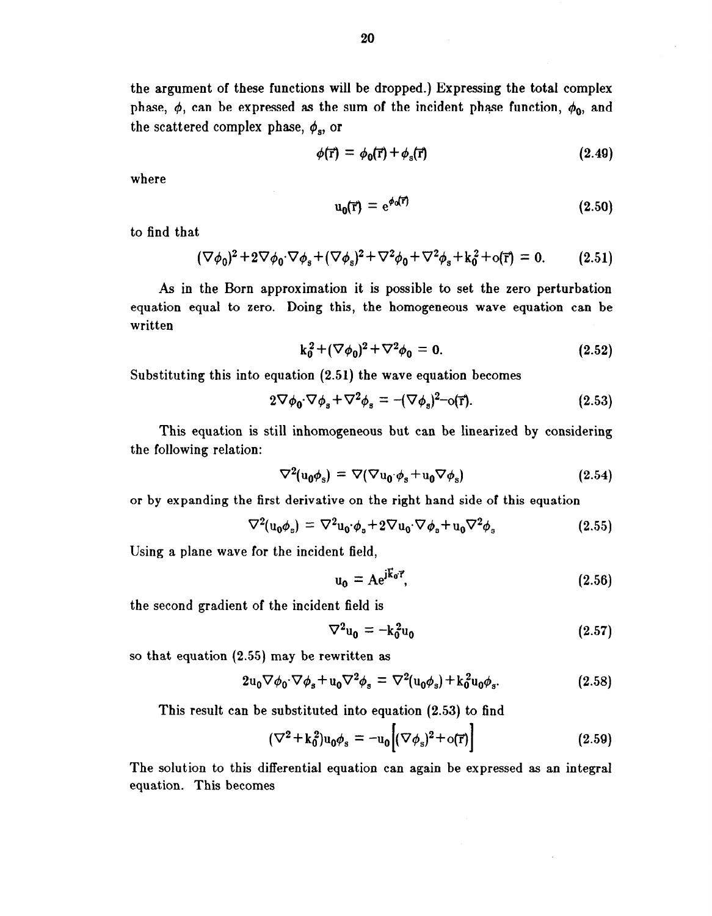the argument of these functions will be dropped.) Expressing the total complex phase, $\phi$, can be expressed as the sum of the incident phase function, $\phi_0$, and the scattered complex phase, $\phi_s$, or

$$\phi(\vec{r}) = \phi_0(\vec{r}) + \phi_s(\vec{r}) \tag{2.49}$$

where

$$u_0(\vec{r}) = e^{\phi_0(\vec{r})} \tag{2.50}$$

to find that

$$(\nabla\phi_0)^2 + 2\nabla\phi_0 \cdot \nabla\phi_s + (\nabla\phi_s)^2 + \nabla^2\phi_0 + \nabla^2\phi_s + k_0^2 + o(\vec{r}) = 0. \tag{2.51}$$

As in the Born approximation it is possible to set the zero perturbation equation equal to zero. Doing this, the homogeneous wave equation can be written

$$k_0^2 + (\nabla\phi_0)^2 + \nabla^2\phi_0 = 0. \tag{2.52}$$

Substituting this into equation (2.51) the wave equation becomes

$$2\nabla\phi_0 \cdot \nabla\phi_s + \nabla^2\phi_s = -(\nabla\phi_s)^2 - o(\vec{r}). \tag{2.53}$$

This equation is still inhomogeneous but can be linearized by considering the following relation:

$$\nabla^2(u_0\phi_s) = \nabla(\nabla u_0 \cdot \phi_s + u_0\nabla\phi_s) \tag{2.54}$$

or by expanding the first derivative on the right hand side of this equation

$$\nabla^2(u_0\phi_s) = \nabla^2 u_0 \cdot \phi_s + 2\nabla u_0 \cdot \nabla\phi_s + u_0\nabla^2\phi_s \tag{2.55}$$

Using a plane wave for the incident field,

$$u_0 = Ae^{j\vec{k}_0 \cdot \vec{r}}, \tag{2.56}$$

the second gradient of the incident field is

$$\nabla^2 u_0 = -k_0^2 u_0 \tag{2.57}$$

so that equation (2.55) may be rewritten as

$$2u_0\nabla\phi_0 \cdot \nabla\phi_s + u_0\nabla^2\phi_s = \nabla^2(u_0\phi_s) + k_0^2 u_0\phi_s. \tag{2.58}$$

This result can be substituted into equation (2.53) to find

$$(\nabla^2 + k_0^2)u_0\phi_s = -u_0\left[(\nabla\phi_s)^2 + o(\vec{r})\right] \tag{2.59}$$

The solution to this differential equation can again be expressed as an integral equation. This becomes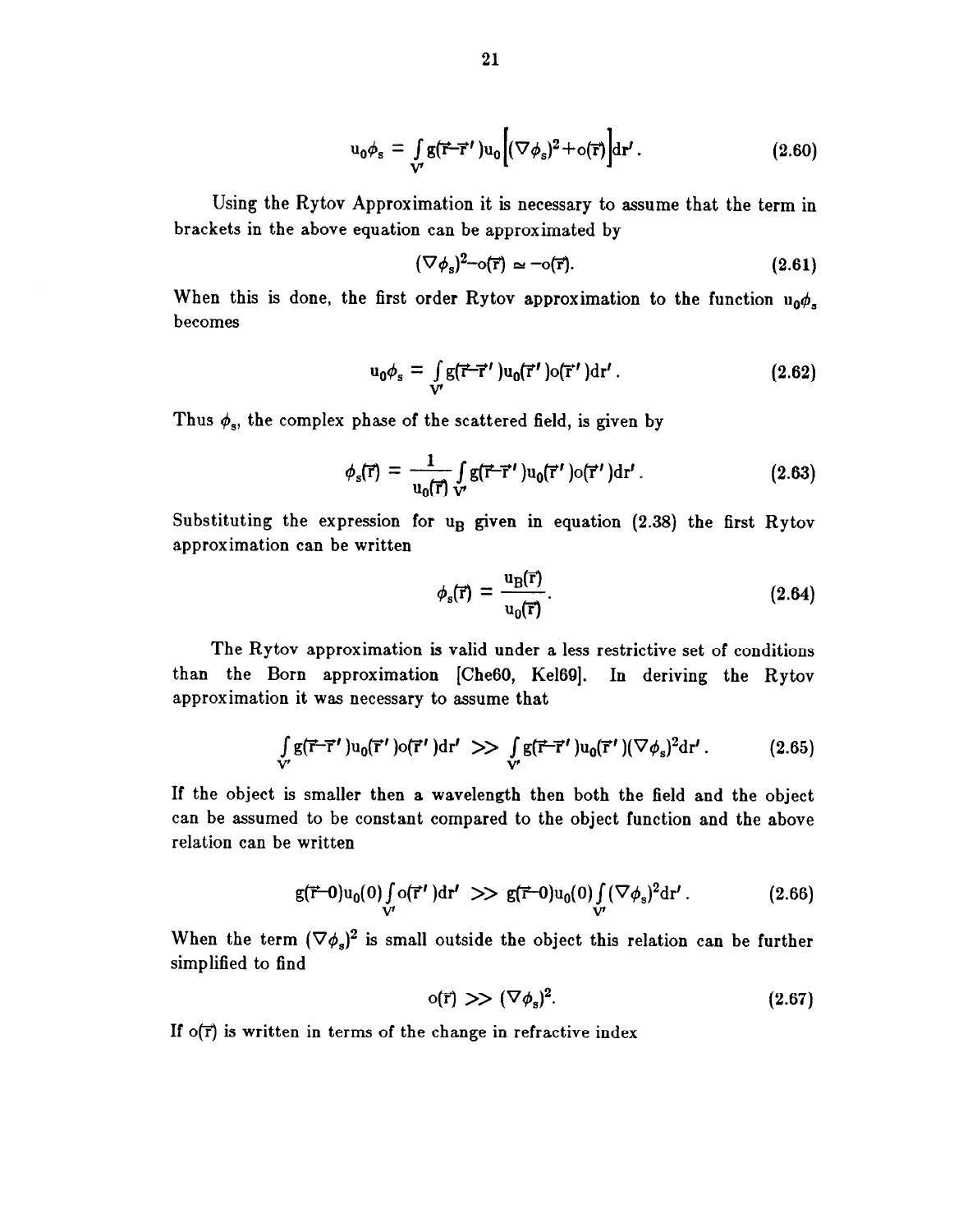$$u_0\phi_s = \int_{V'} g(\vec{r}-\vec{r}\,')u_0\left[(\nabla\phi_s)^2+o(\vec{r})\right]dr'. \tag{2.60}$$

Using the Rytov Approximation it is necessary to assume that the term in brackets in the above equation can be approximated by

$$(\nabla\phi_s)^2 - o(\vec{r}) \simeq -o(\vec{r}). \tag{2.61}$$

When this is done, the first order Rytov approximation to the function $u_0\phi_s$ becomes

$$u_0\phi_s = \int_{V'} g(\vec{r}-\vec{r}\,')u_0(\vec{r}\,')o(\vec{r}\,')dr'. \tag{2.62}$$

Thus $\phi_s$, the complex phase of the scattered field, is given by

$$\phi_s(\vec{r}) = \frac{1}{u_0(\vec{r})}\int_{V'} g(\vec{r}-\vec{r}\,')u_0(\vec{r}\,')o(\vec{r}\,')dr'. \tag{2.63}$$

Substituting the expression for $u_B$ given in equation (2.38) the first Rytov approximation can be written

$$\phi_s(\vec{r}) = \frac{u_B(\vec{r})}{u_0(\vec{r})}. \tag{2.64}$$

The Rytov approximation is valid under a less restrictive set of conditions than the Born approximation [Che60, Kel69]. In deriving the Rytov approximation it was necessary to assume that

$$\int_{V'} g(\vec{r}-\vec{r}\,')u_0(\vec{r}\,')o(\vec{r}\,')dr' >> \int_{V'} g(\vec{r}-\vec{r}\,')u_0(\vec{r}\,')(\nabla\phi_s)^2 dr'. \tag{2.65}$$

If the object is smaller then a wavelength then both the field and the object can be assumed to be constant compared to the object function and the above relation can be written

$$g(\vec{r}-0)u_0(0)\int_{V'} o(\vec{r}\,')dr' >> g(\vec{r}-0)u_0(0)\int_{V'} (\nabla\phi_s)^2 dr'. \tag{2.66}$$

When the term $(\nabla\phi_s)^2$ is small outside the object this relation can be further simplified to find

$$o(\vec{r}) >> (\nabla\phi_s)^2. \tag{2.67}$$

If $o(\vec{r})$ is written in terms of the change in refractive index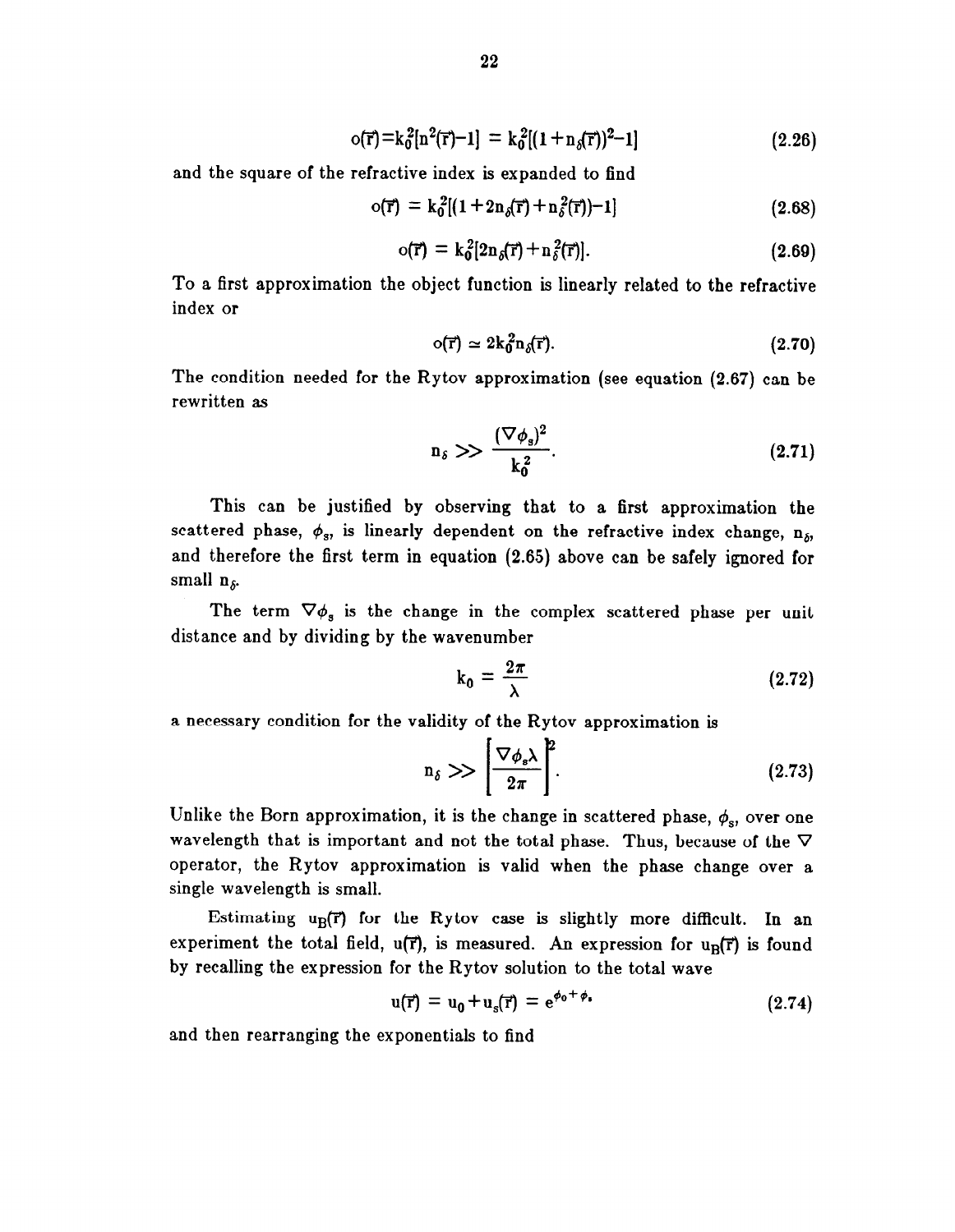$$o(\vec{r}) = k_0^2[n^2(\vec{r}) - 1] = k_0^2[(1 + n_\delta(\vec{r}))^2 - 1] \tag{2.26}$$

and the square of the refractive index is expanded to find

$$o(\vec{r}) = k_0^2[(1 + 2n_\delta(\vec{r}) + n_\delta^2(\vec{r})) - 1] \tag{2.68}$$

$$o(\vec{r}) = k_0^2[2n_\delta(\vec{r}) + n_\delta^2(\vec{r})]. \tag{2.69}$$

To a first approximation the object function is linearly related to the refractive index or

$$o(\vec{r}) \simeq 2k_0^2 n_\delta(\vec{r}). \tag{2.70}$$

The condition needed for the Rytov approximation (see equation (2.67) can be rewritten as

$$n_\delta >> \frac{(\nabla \phi_s)^2}{k_0^2}. \tag{2.71}$$

This can be justified by observing that to a first approximation the scattered phase, $\phi_s$, is linearly dependent on the refractive index change, $n_\delta$, and therefore the first term in equation (2.65) above can be safely ignored for small $n_\delta$.

The term $\nabla \phi_s$ is the change in the complex scattered phase per unit distance and by dividing by the wavenumber

$$k_0 = \frac{2\pi}{\lambda} \tag{2.72}$$

a necessary condition for the validity of the Rytov approximation is

$$n_\delta >> \left[\frac{\nabla \phi_s \lambda}{2\pi}\right]^2. \tag{2.73}$$

Unlike the Born approximation, it is the change in scattered phase, $\phi_s$, over one wavelength that is important and not the total phase. Thus, because of the $\nabla$ operator, the Rytov approximation is valid when the phase change over a single wavelength is small.

Estimating $u_B(\vec{r})$ for the Rytov case is slightly more difficult. In an experiment the total field, $u(\vec{r})$, is measured. An expression for $u_B(\vec{r})$ is found by recalling the expression for the Rytov solution to the total wave

$$u(\vec{r}) = u_0 + u_s(\vec{r}) = e^{\phi_0 + \phi_s} \tag{2.74}$$

and then rearranging the exponentials to find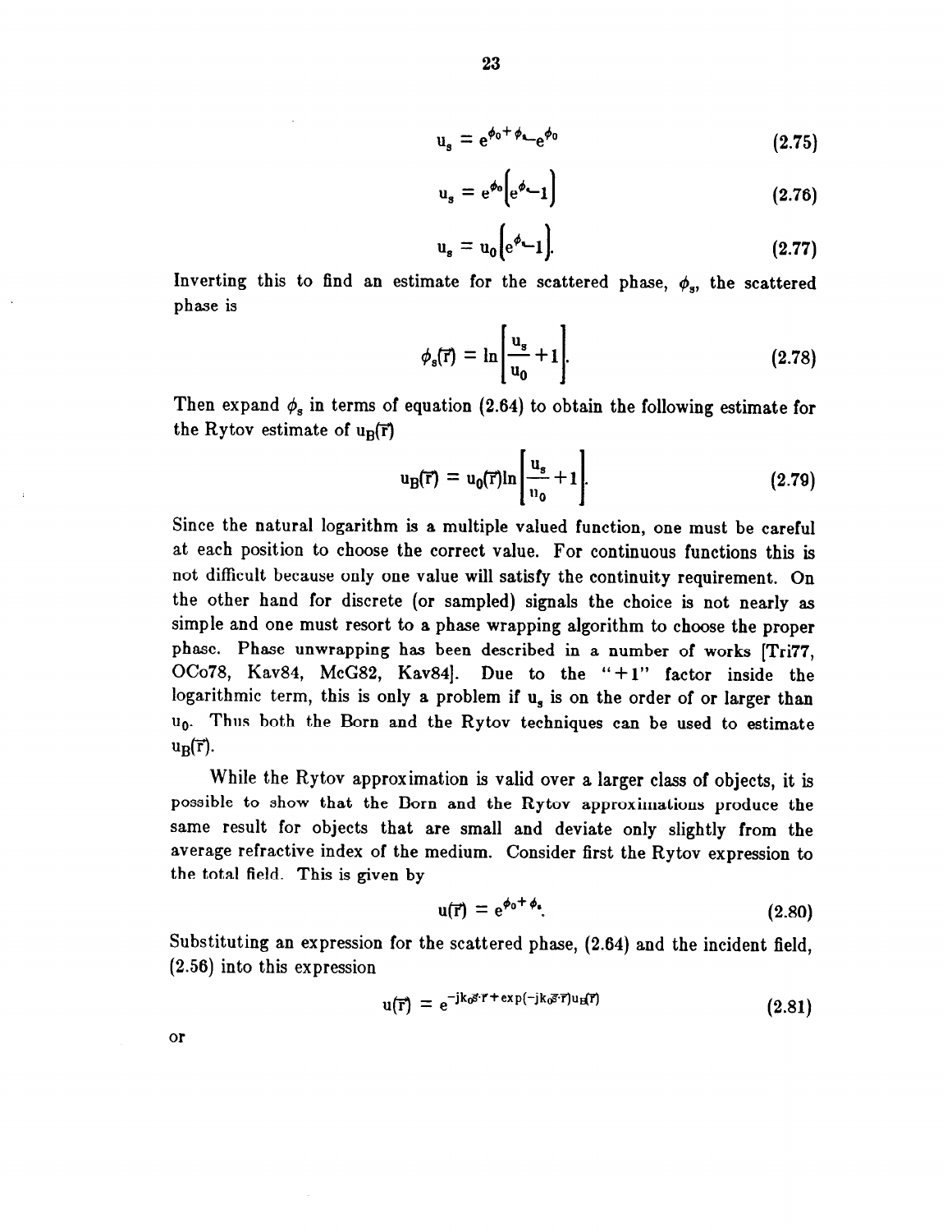$$u_s = e^{\phi_0+\phi_s} - e^{\phi_0} \tag{2.75}$$

$$u_s = e^{\phi_0}\left[e^{\phi_s} - 1\right] \tag{2.76}$$

$$u_s = u_0\left[e^{\phi_s} - 1\right]. \tag{2.77}$$

Inverting this to find an estimate for the scattered phase, $\phi_s$, the scattered phase is

$$\phi_s(\vec{r}) = \ln\left[\frac{u_s}{u_0} + 1\right]. \tag{2.78}$$

Then expand $\phi_s$ in terms of equation (2.64) to obtain the following estimate for the Rytov estimate of $u_B(\vec{r})$

$$u_B(\vec{r}) = u_0(\vec{r})\ln\left[\frac{u_s}{u_0} + 1\right]. \tag{2.79}$$

Since the natural logarithm is a multiple valued function, one must be careful at each position to choose the correct value. For continuous functions this is not difficult because only one value will satisfy the continuity requirement. On the other hand for discrete (or sampled) signals the choice is not nearly as simple and one must resort to a phase wrapping algorithm to choose the proper phase. Phase unwrapping has been described in a number of works [Tri77, OCo78, Kav84, McG82, Kav84]. Due to the "+1" factor inside the logarithmic term, this is only a problem if $u_s$ is on the order of or larger than $u_0$. Thus both the Born and the Rytov techniques can be used to estimate $u_B(\vec{r})$.

While the Rytov approximation is valid over a larger class of objects, it is possible to show that the Born and the Rytov approximations produce the same result for objects that are small and deviate only slightly from the average refractive index of the medium. Consider first the Rytov expression to the total field. This is given by

$$u(\vec{r}) = e^{\phi_0+\phi_s}. \tag{2.80}$$

Substituting an expression for the scattered phase, (2.64) and the incident field, (2.56) into this expression

$$u(\vec{r}) = e^{-jk_0\vec{s}\cdot\vec{r} + \exp(-jk_0\vec{s}\cdot\vec{r})u_B(\vec{r})} \tag{2.81}$$

or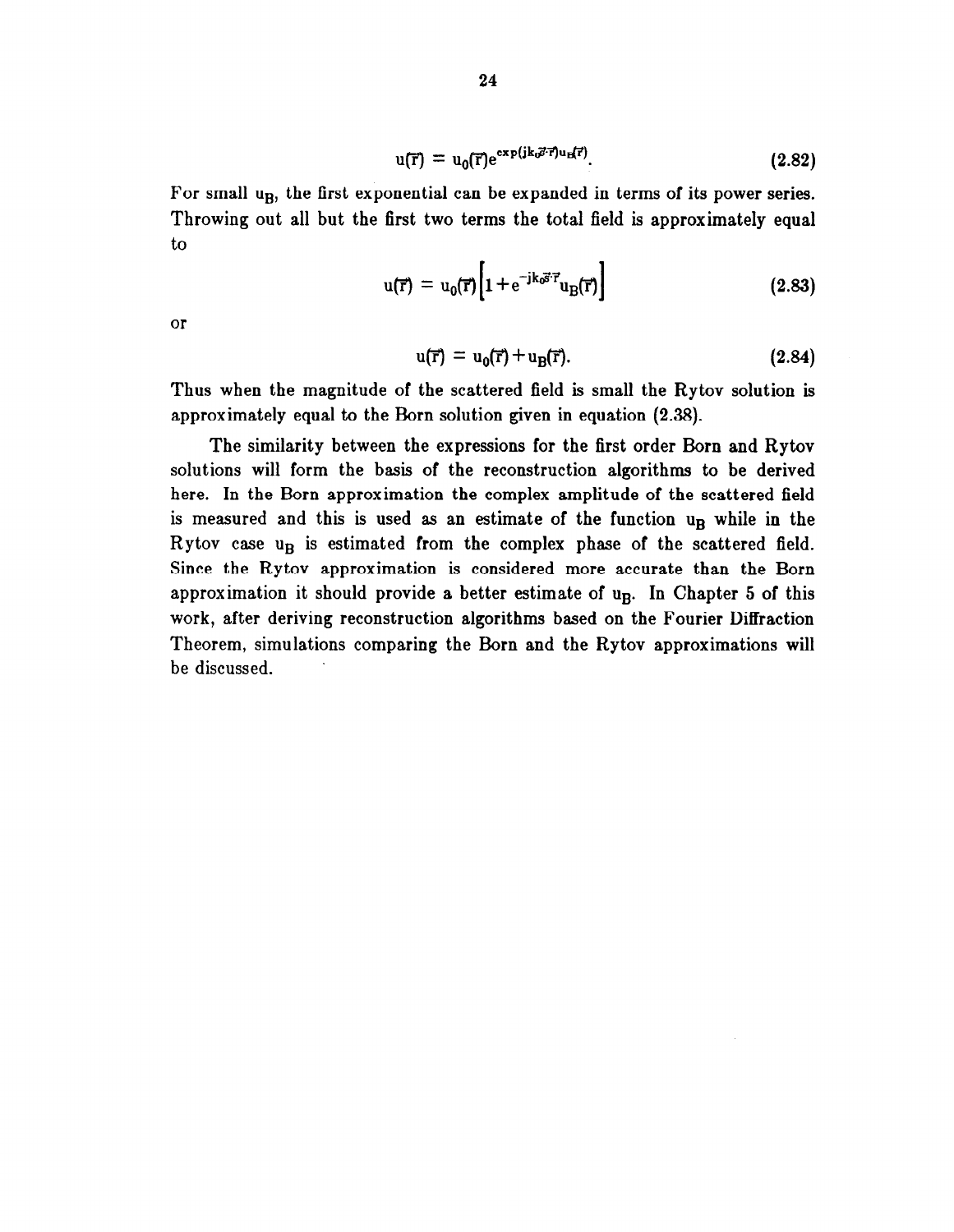$$u(\vec{r}) = u_0(\vec{r})e^{\exp(jk_0\vec{s}\cdot\vec{r})u_B(\vec{r})}. \tag{2.82}$$

For small $u_B$, the first exponential can be expanded in terms of its power series. Throwing out all but the first two terms the total field is approximately equal to

$$u(\vec{r}) = u_0(\vec{r})\left[1 + e^{-jk_0\vec{s}\cdot\vec{r}}u_B(\vec{r})\right] \tag{2.83}$$

or

$$u(\vec{r}) = u_0(\vec{r}) + u_B(\vec{r}). \tag{2.84}$$

Thus when the magnitude of the scattered field is small the Rytov solution is approximately equal to the Born solution given in equation (2.38).

The similarity between the expressions for the first order Born and Rytov solutions will form the basis of the reconstruction algorithms to be derived here. In the Born approximation the complex amplitude of the scattered field is measured and this is used as an estimate of the function $u_B$ while in the Rytov case $u_B$ is estimated from the complex phase of the scattered field. Since the Rytov approximation is considered more accurate than the Born approximation it should provide a better estimate of $u_B$. In Chapter 5 of this work, after deriving reconstruction algorithms based on the Fourier Diffraction Theorem, simulations comparing the Born and the Rytov approximations will be discussed.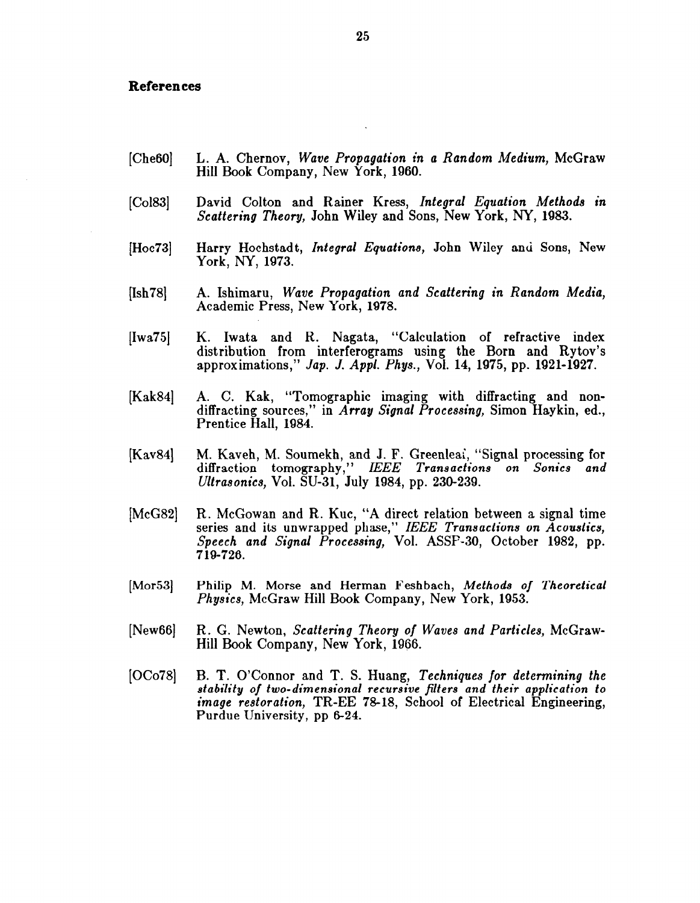## References

[Che60] L. A. Chernov, *Wave Propagation in a Random Medium,* McGraw Hill Book Company, New York, 1960.

[Col83] David Colton and Rainer Kress, *Integral Equation Methods in Scattering Theory,* John Wiley and Sons, New York, NY, 1983.

[Hoc73] Harry Hochstadt, *Integral Equations,* John Wiley and Sons, New York, NY, 1973.

[Ish78] A. Ishimaru, *Wave Propagation and Scattering in Random Media,* Academic Press, New York, 1978.

[Iwa75] K. Iwata and R. Nagata, "Calculation of refractive index distribution from interferograms using the Born and Rytov's approximations," *Jap. J. Appl. Phys.,* Vol. 14, 1975, pp. 1921-1927.

[Kak84] A. C. Kak, "Tomographic imaging with diffracting and non-diffracting sources," in *Array Signal Processing,* Simon Haykin, ed., Prentice Hall, 1984.

[Kav84] M. Kaveh, M. Soumekh, and J. F. Greenleaf, "Signal processing for diffraction tomography," *IEEE Transactions on Sonics and Ultrasonics,* Vol. SU-31, July 1984, pp. 230-239.

[McG82] R. McGowan and R. Kuc, "A direct relation between a signal time series and its unwrapped phase," *IEEE Transactions on Acoustics, Speech and Signal Processing,* Vol. ASSP-30, October 1982, pp. 719-726.

[Mor53] Philip M. Morse and Herman Feshbach, *Methods of Theoretical Physics,* McGraw Hill Book Company, New York, 1953.

[New66] R. G. Newton, *Scattering Theory of Waves and Particles,* McGraw-Hill Book Company, New York, 1966.

[OCo78] B. T. O'Connor and T. S. Huang, *Techniques for determining the stability of two-dimensional recursive filters and their application to image restoration,* TR-EE 78-18, School of Electrical Engineering, Purdue University, pp 6-24.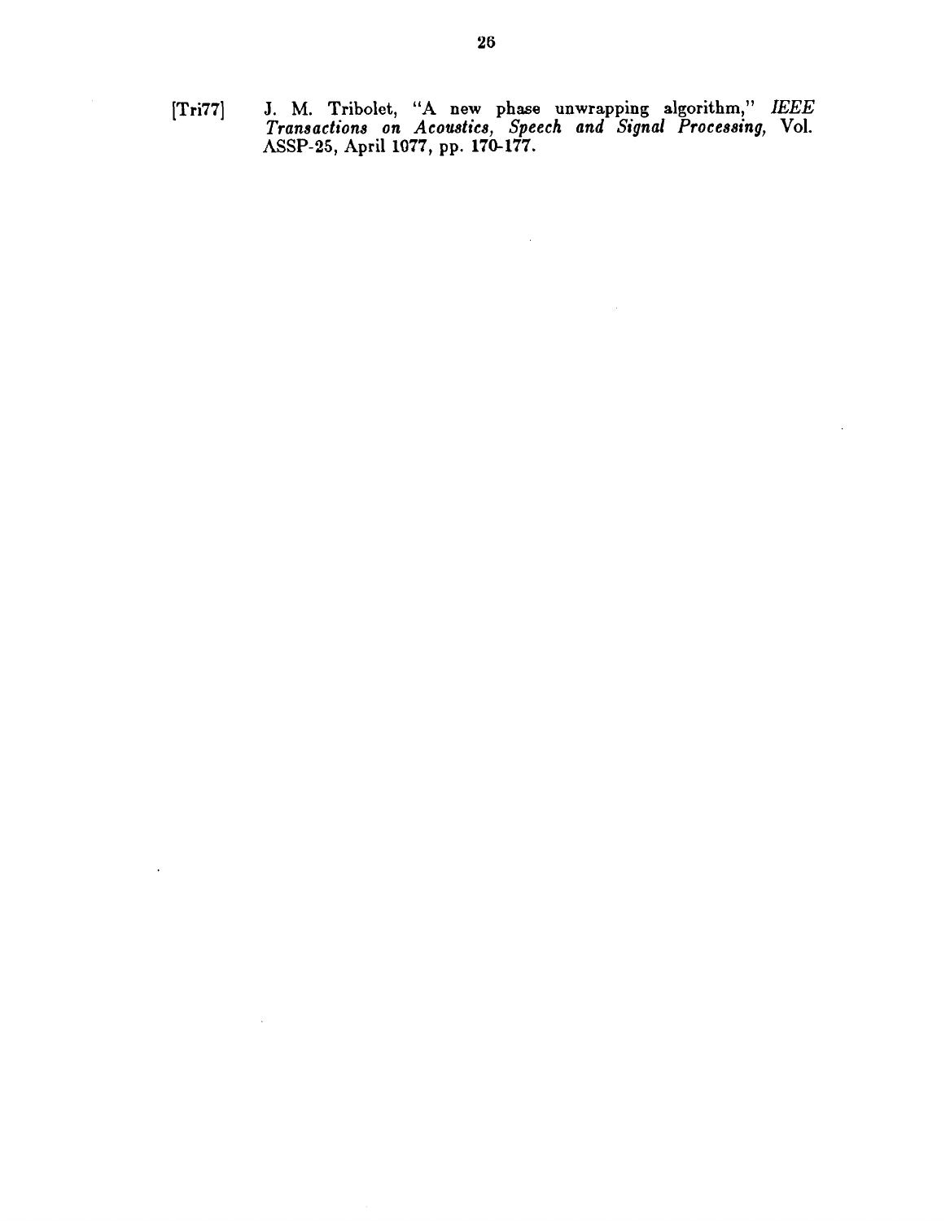[Tri77] J. M. Tribolet, "A new phase unwrapping algorithm," *IEEE Transactions on Acoustics, Speech and Signal Processing,* Vol. ASSP-25, April 1077, pp. 170-177.